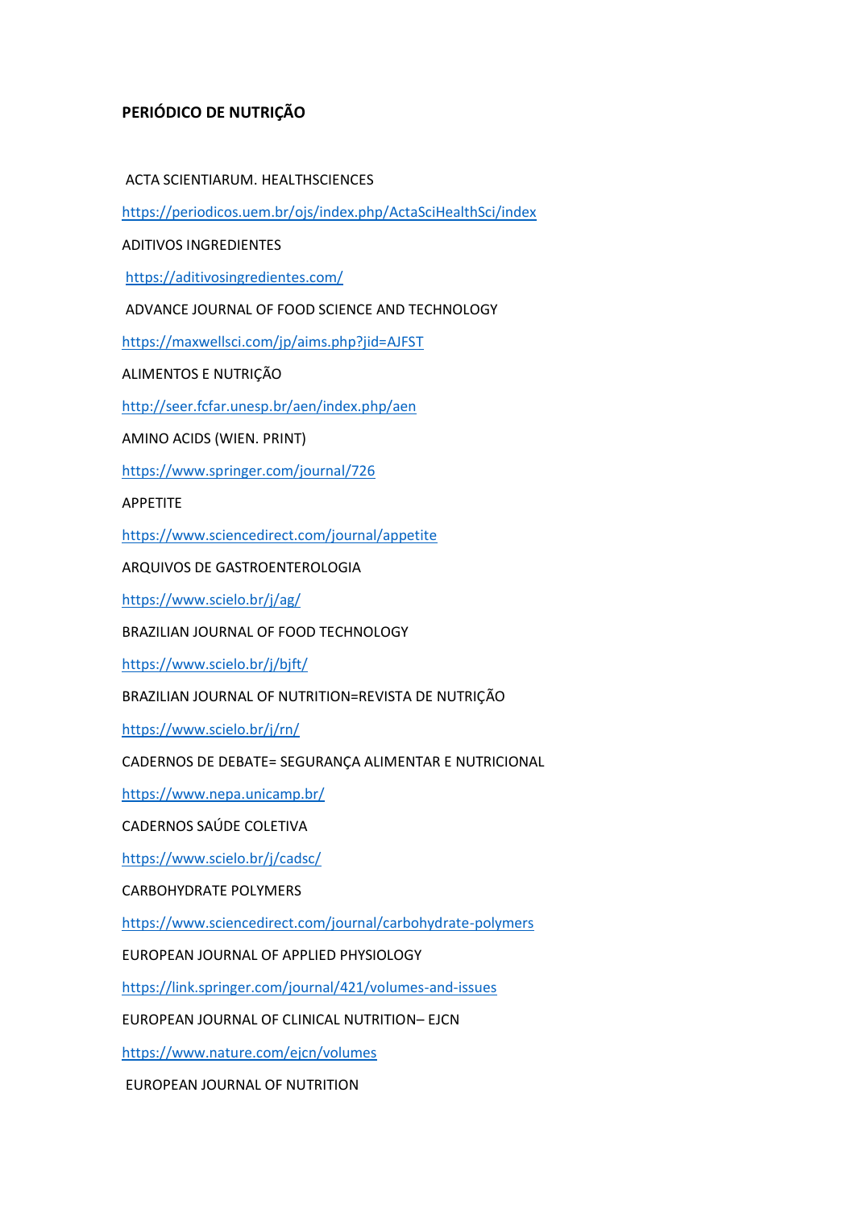**PERIÓDICO DE NUTRIÇÃO**

ACTA SCIENTIARUM. HEALTHSCIENCES

https://periodicos.uem.br/ojs/index.php/ActaSciHealthSci/index

ADITIVOS INGREDIENTES

https://aditivosingredientes.com/

ADVANCE JOURNAL OF FOOD SCIENCE AND TECHNOLOGY

https://maxwellsci.com/jp/aims.php?jid=AJFST

ALIMENTOS E NUTRIÇÃO

http://seer.fcfar.unesp.br/aen/index.php/aen

AMINO ACIDS (WIEN. PRINT)

https://www.springer.com/journal/726

APPETITE

https://www.sciencedirect.com/journal/appetite

ARQUIVOS DE GASTROENTEROLOGIA

https://www.scielo.br/j/ag/

BRAZILIAN JOURNAL OF FOOD TECHNOLOGY

https://www.scielo.br/j/bjft/

BRAZILIAN JOURNAL OF NUTRITION=REVISTA DE NUTRIÇÃO

https://www.scielo.br/j/rn/

CADERNOS DE DEBATE= SEGURANÇA ALIMENTAR E NUTRICIONAL

https://www.nepa.unicamp.br/

CADERNOS SAÚDE COLETIVA

https://www.scielo.br/j/cadsc/

CARBOHYDRATE POLYMERS

https://www.sciencedirect.com/journal/carbohydrate-polymers

EUROPEAN JOURNAL OF APPLIED PHYSIOLOGY

https://link.springer.com/journal/421/volumes-and-issues

EUROPEAN JOURNAL OF CLINICAL NUTRITION– EJCN

https://www.nature.com/ejcn/volumes

EUROPEAN JOURNAL OF NUTRITION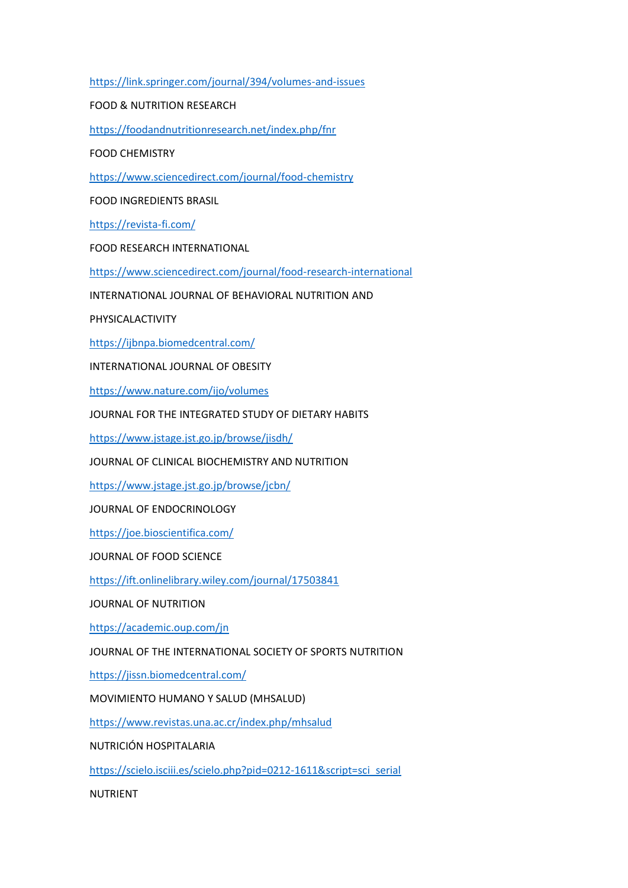https://link.springer.com/journal/394/volumes-and-issues

FOOD & NUTRITION RESEARCH

https://foodandnutritionresearch.net/index.php/fnr

FOOD CHEMISTRY

https://www.sciencedirect.com/journal/food-chemistry

FOOD INGREDIENTS BRASIL

https://revista-fi.com/

FOOD RESEARCH INTERNATIONAL

https://www.sciencedirect.com/journal/food-research-international

INTERNATIONAL JOURNAL OF BEHAVIORAL NUTRITION AND

PHYSICALACTIVITY

https://ijbnpa.biomedcentral.com/

INTERNATIONAL JOURNAL OF OBESITY

https://www.nature.com/ijo/volumes

JOURNAL FOR THE INTEGRATED STUDY OF DIETARY HABITS

https://www.jstage.jst.go.jp/browse/jisdh/

JOURNAL OF CLINICAL BIOCHEMISTRY AND NUTRITION

https://www.jstage.jst.go.jp/browse/jcbn/

JOURNAL OF ENDOCRINOLOGY

https://joe.bioscientifica.com/

JOURNAL OF FOOD SCIENCE

https://ift.onlinelibrary.wiley.com/journal/17503841

JOURNAL OF NUTRITION

https://academic.oup.com/jn

JOURNAL OF THE INTERNATIONAL SOCIETY OF SPORTS NUTRITION

https://jissn.biomedcentral.com/

MOVIMIENTO HUMANO Y SALUD (MHSALUD)

https://www.revistas.una.ac.cr/index.php/mhsalud

NUTRICIÓN HOSPITALARIA

https://scielo.isciii.es/scielo.php?pid=0212-1611&script=sci_serial

NUTRIENT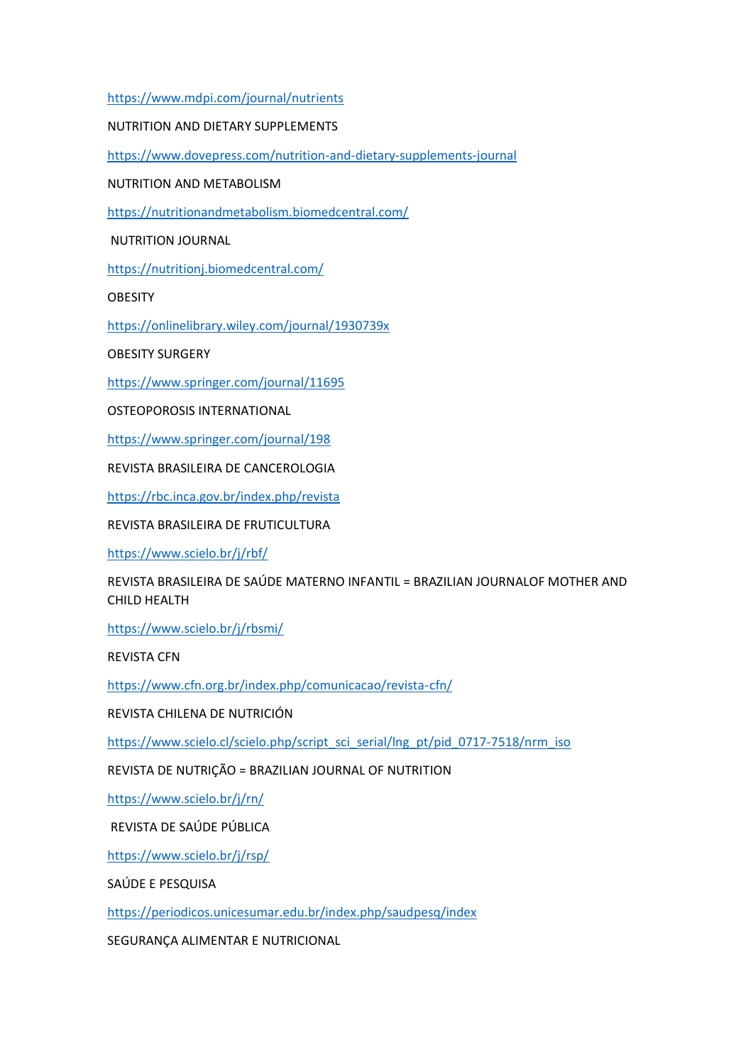https://www.mdpi.com/journal/nutrients

NUTRITION AND DIETARY SUPPLEMENTS

https://www.dovepress.com/nutrition-and-dietary-supplements-journal

NUTRITION AND METABOLISM

https://nutritionandmetabolism.biomedcentral.com/

NUTRITION JOURNAL

https://nutritionj.biomedcentral.com/

OBESITY

https://onlinelibrary.wiley.com/journal/1930739x

OBESITY SURGERY

https://www.springer.com/journal/11695

OSTEOPOROSIS INTERNATIONAL

https://www.springer.com/journal/198

REVISTA BRASILEIRA DE CANCEROLOGIA

https://rbc.inca.gov.br/index.php/revista

REVISTA BRASILEIRA DE FRUTICULTURA

https://www.scielo.br/j/rbf/

REVISTA BRASILEIRA DE SAÚDE MATERNO INFANTIL = BRAZILIAN JOURNALOF MOTHER AND CHILD HEALTH

https://www.scielo.br/j/rbsmi/

REVISTA CFN

https://www.cfn.org.br/index.php/comunicacao/revista-cfn/

REVISTA CHILENA DE NUTRICIÓN

https://www.scielo.cl/scielo.php/script_sci_serial/lng_pt/pid_0717-7518/nrm_iso

REVISTA DE NUTRIÇÃO = BRAZILIAN JOURNAL OF NUTRITION

https://www.scielo.br/j/rn/

REVISTA DE SAÚDE PÚBLICA

https://www.scielo.br/j/rsp/

SAÚDE E PESQUISA

https://periodicos.unicesumar.edu.br/index.php/saudpesq/index

SEGURANÇA ALIMENTAR E NUTRICIONAL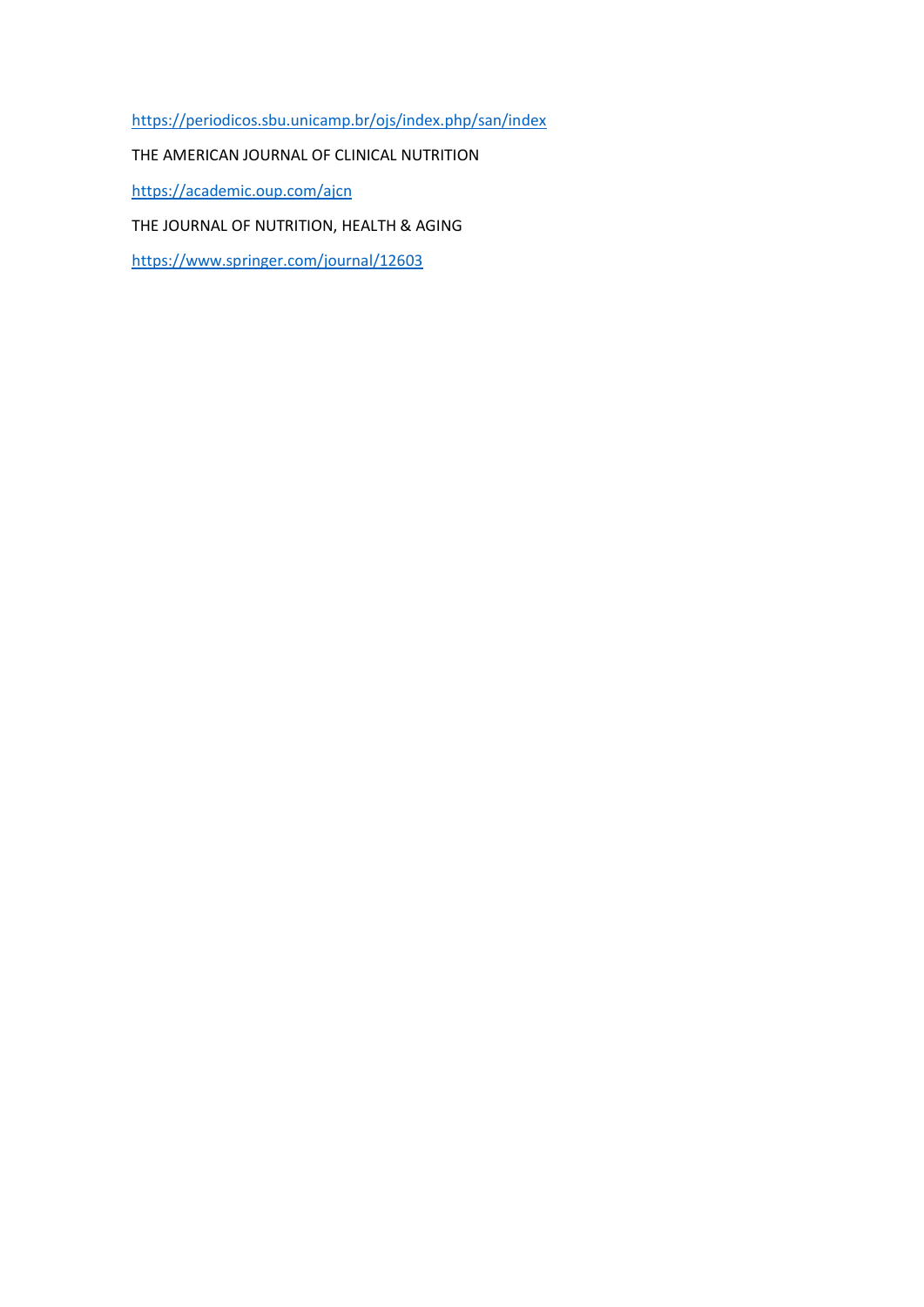https://periodicos.sbu.unicamp.br/ojs/index.php/san/index

THE AMERICAN JOURNAL OF CLINICAL NUTRITION

https://academic.oup.com/ajcn

THE JOURNAL OF NUTRITION, HEALTH & AGING

https://www.springer.com/journal/12603